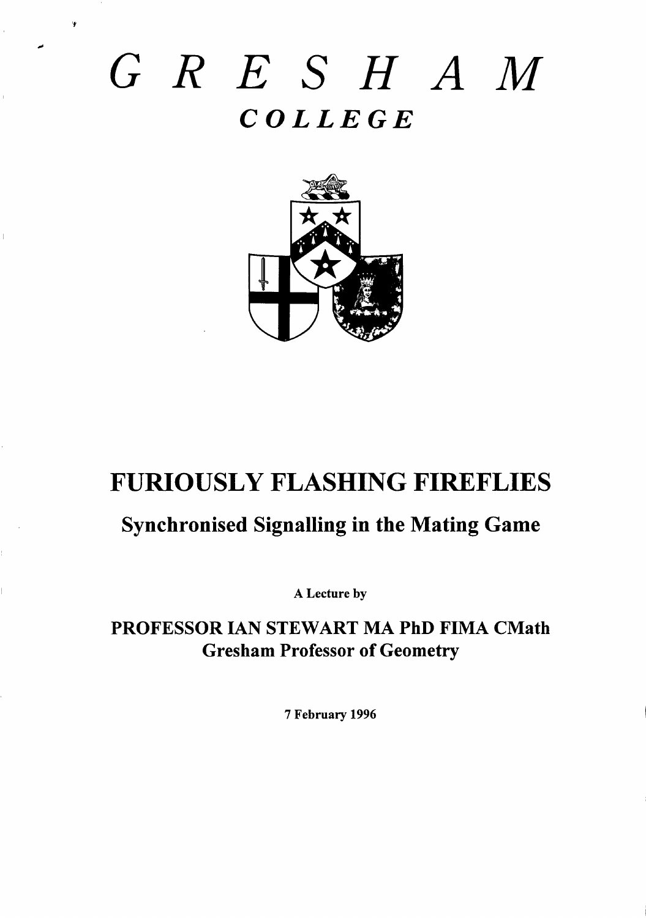# GRESHAM

## COLLEGE

# FURIOUSLY FLASHING FIREFLIES

## Synchronised Signalling in the Mating Game

A Lecture by

**PROFESSOR IAN STEWART MA PhD FIMA CMath**
**Gresham Professor of Geometry**

7 February 1996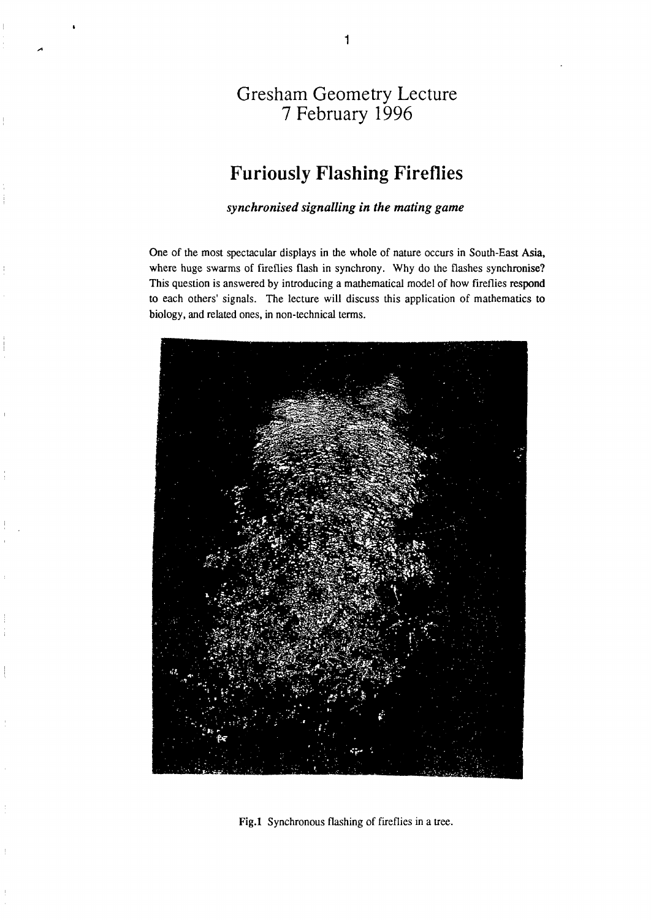# Gresham Geometry Lecture
# 7 February 1996

## Furiously Flashing Fireflies

***synchronised signalling in the mating game***

One of the most spectacular displays in the whole of nature occurs in South-East Asia, where huge swarms of fireflies flash in synchrony. Why do the flashes synchronise? This question is answered by introducing a mathematical model of how fireflies respond to each others' signals. The lecture will discuss this application of mathematics to biology, and related ones, in non-technical terms.

**Fig.1** Synchronous flashing of fireflies in a tree.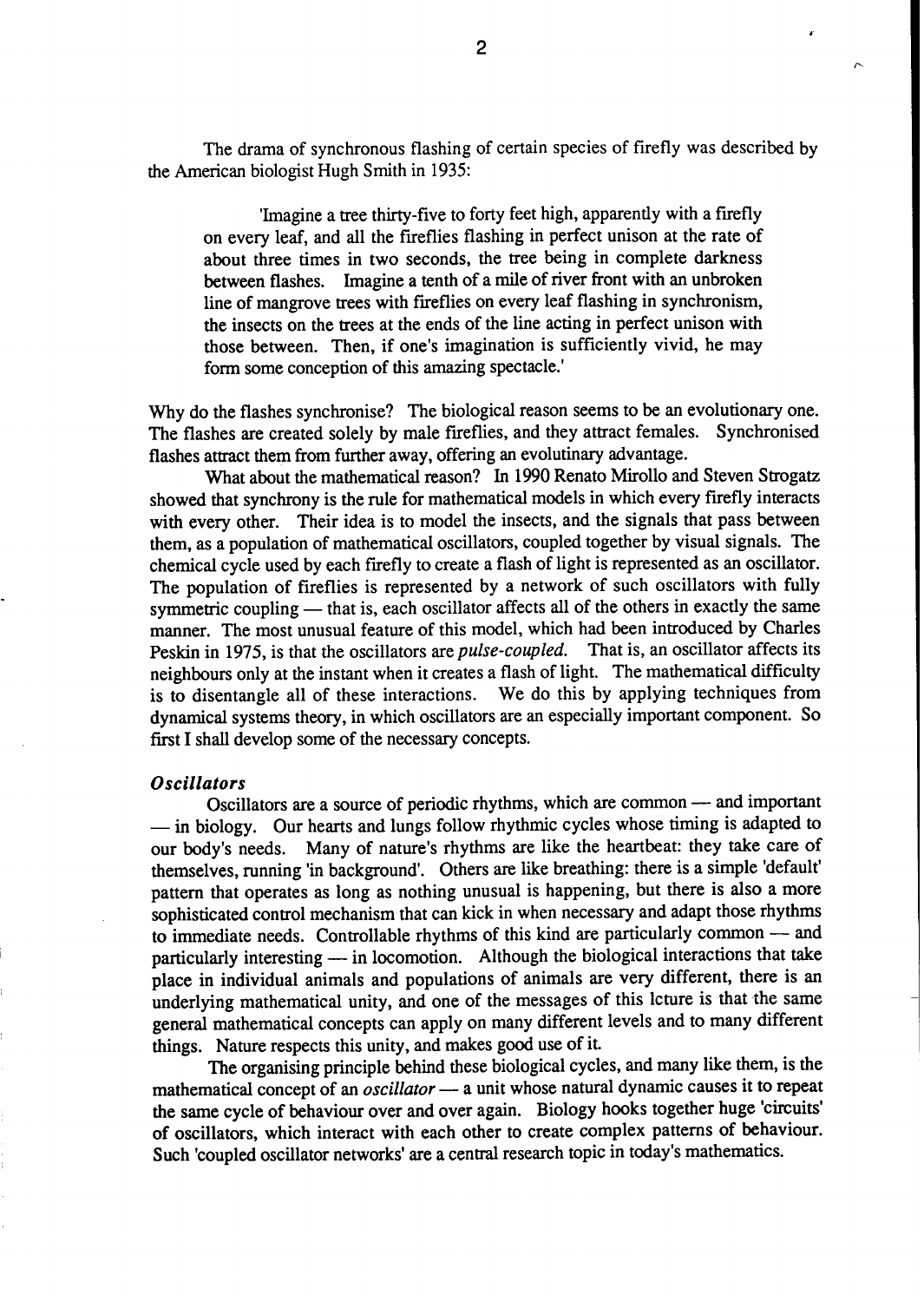The drama of synchronous flashing of certain species of firefly was described by the American biologist Hugh Smith in 1935:

> 'Imagine a tree thirty-five to forty feet high, apparently with a firefly on every leaf, and all the fireflies flashing in perfect unison at the rate of about three times in two seconds, the tree being in complete darkness between flashes. Imagine a tenth of a mile of river front with an unbroken line of mangrove trees with fireflies on every leaf flashing in synchronism, the insects on the trees at the ends of the line acting in perfect unison with those between. Then, if one's imagination is sufficiently vivid, he may form some conception of this amazing spectacle.'

Why do the flashes synchronise? The biological reason seems to be an evolutionary one. The flashes are created solely by male fireflies, and they attract females. Synchronised flashes attract them from further away, offering an evolutinary advantage.

What about the mathematical reason? In 1990 Renato Mirollo and Steven Strogatz showed that synchrony is the rule for mathematical models in which every firefly interacts with every other. Their idea is to model the insects, and the signals that pass between them, as a population of mathematical oscillators, coupled together by visual signals. The chemical cycle used by each firefly to create a flash of light is represented as an oscillator. The population of fireflies is represented by a network of such oscillators with fully symmetric coupling — that is, each oscillator affects all of the others in exactly the same manner. The most unusual feature of this model, which had been introduced by Charles Peskin in 1975, is that the oscillators are *pulse-coupled*. That is, an oscillator affects its neighbours only at the instant when it creates a flash of light. The mathematical difficulty is to disentangle all of these interactions. We do this by applying techniques from dynamical systems theory, in which oscillators are an especially important component. So first I shall develop some of the necessary concepts.

### *Oscillators*

Oscillators are a source of periodic rhythms, which are common — and important — in biology. Our hearts and lungs follow rhythmic cycles whose timing is adapted to our body's needs. Many of nature's rhythms are like the heartbeat: they take care of themselves, running 'in background'. Others are like breathing: there is a simple 'default' pattern that operates as long as nothing unusual is happening, but there is also a more sophisticated control mechanism that can kick in when necessary and adapt those rhythms to immediate needs. Controllable rhythms of this kind are particularly common — and particularly interesting — in locomotion. Although the biological interactions that take place in individual animals and populations of animals are very different, there is an underlying mathematical unity, and one of the messages of this lcture is that the same general mathematical concepts can apply on many different levels and to many different things. Nature respects this unity, and makes good use of it.

The organising principle behind these biological cycles, and many like them, is the mathematical concept of an *oscillator* — a unit whose natural dynamic causes it to repeat the same cycle of behaviour over and over again. Biology hooks together huge 'circuits' of oscillators, which interact with each other to create complex patterns of behaviour. Such 'coupled oscillator networks' are a central research topic in today's mathematics.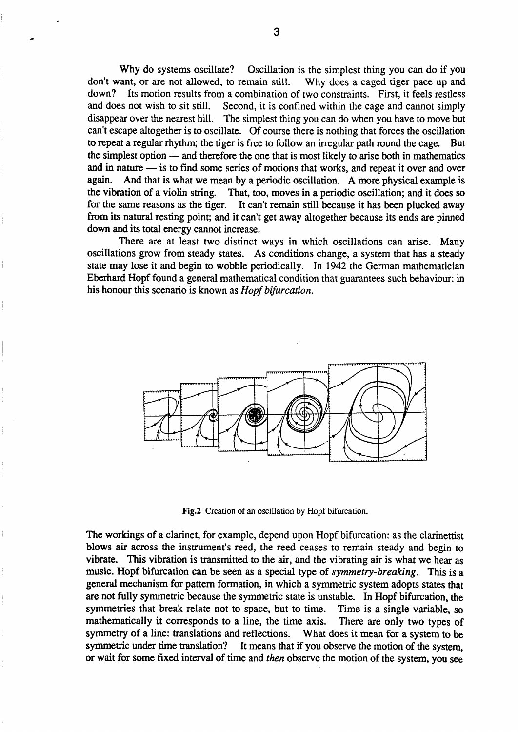Why do systems oscillate? Oscillation is the simplest thing you can do if you don't want, or are not allowed, to remain still. Why does a caged tiger pace up and down? Its motion results from a combination of two constraints. First, it feels restless and does not wish to sit still. Second, it is confined within the cage and cannot simply disappear over the nearest hill. The simplest thing you can do when you have to move but can't escape altogether is to oscillate. Of course there is nothing that forces the oscillation to repeat a regular rhythm; the tiger is free to follow an irregular path round the cage. But the simplest option — and therefore the one that is most likely to arise both in mathematics and in nature — is to find some series of motions that works, and repeat it over and over again. And that is what we mean by a periodic oscillation. A more physical example is the vibration of a violin string. That, too, moves in a periodic oscillation; and it does so for the same reasons as the tiger. It can't remain still because it has been plucked away from its natural resting point; and it can't get away altogether because its ends are pinned down and its total energy cannot increase.

There are at least two distinct ways in which oscillations can arise. Many oscillations grow from steady states. As conditions change, a system that has a steady state may lose it and begin to wobble periodically. In 1942 the German mathematician Eberhard Hopf found a general mathematical condition that guarantees such behaviour: in his honour this scenario is known as *Hopf bifurcation.*

**Fig.2** Creation of an oscillation by Hopf bifurcation.

The workings of a clarinet, for example, depend upon Hopf bifurcation: as the clarinettist blows air across the instrument's reed, the reed ceases to remain steady and begin to vibrate. This vibration is transmitted to the air, and the vibrating air is what we hear as music. Hopf bifurcation can be seen as a special type of *symmetry-breaking*. This is a general mechanism for pattern formation, in which a symmetric system adopts states that are not fully symmetric because the symmetric state is unstable. In Hopf bifurcation, the symmetries that break relate not to space, but to time. Time is a single variable, so mathematically it corresponds to a line, the time axis. There are only two types of symmetry of a line: translations and reflections. What does it mean for a system to be symmetric under time translation? It means that if you observe the motion of the system, or wait for some fixed interval of time and *then* observe the motion of the system, you see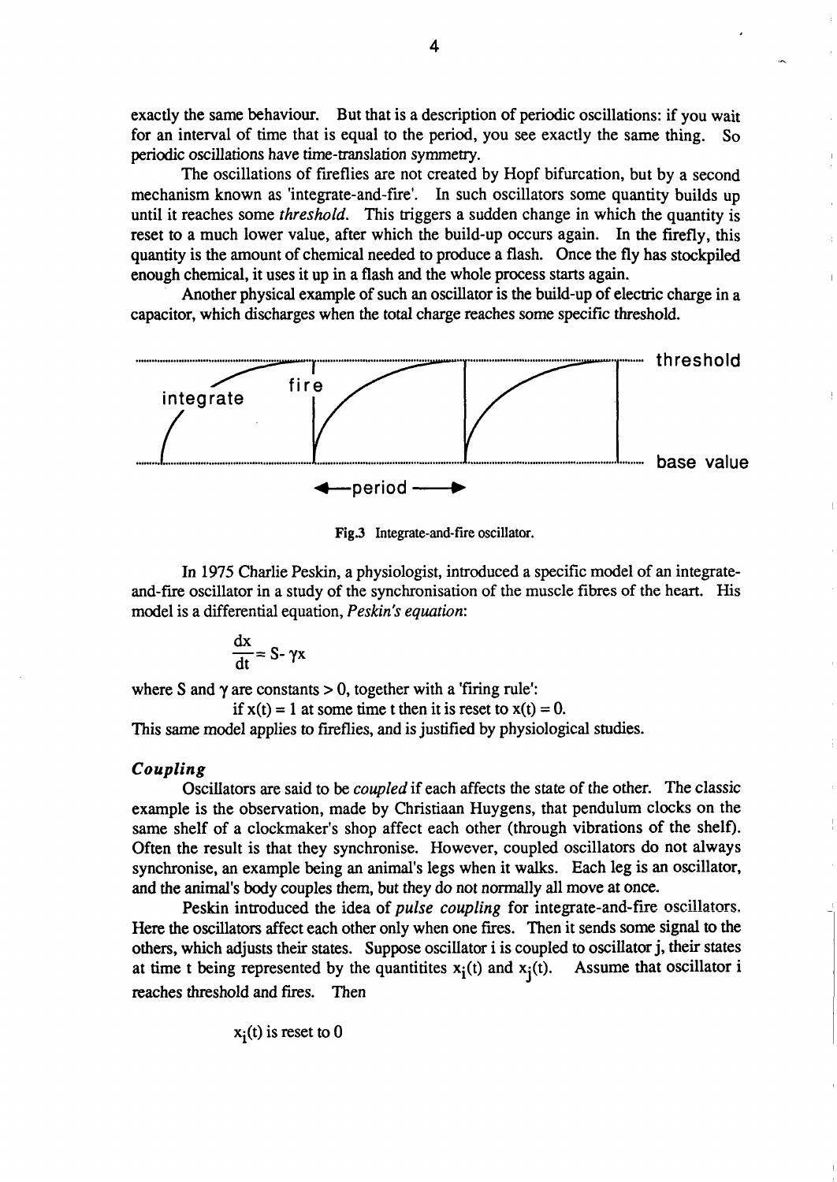exactly the same behaviour. But that is a description of periodic oscillations: if you wait for an interval of time that is equal to the period, you see exactly the same thing. So periodic oscillations have time-translation symmetry.

The oscillations of fireflies are not created by Hopf bifurcation, but by a second mechanism known as 'integrate-and-fire'. In such oscillators some quantity builds up until it reaches some *threshold*. This triggers a sudden change in which the quantity is reset to a much lower value, after which the build-up occurs again. In the firefly, this quantity is the amount of chemical needed to produce a flash. Once the fly has stockpiled enough chemical, it uses it up in a flash and the whole process starts again.

Another physical example of such an oscillator is the build-up of electric charge in a capacitor, which discharges when the total charge reaches some specific threshold.

**Fig.3** Integrate-and-fire oscillator.

In 1975 Charlie Peskin, a physiologist, introduced a specific model of an integrate-and-fire oscillator in a study of the synchronisation of the muscle fibres of the heart. His model is a differential equation, *Peskin's equation*:

$$\frac{dx}{dt} = S - \gamma x$$

where S and $\gamma$ are constants > 0, together with a 'firing rule':

if $x(t) = 1$ at some time t then it is reset to $x(t) = 0$.

This same model applies to fireflies, and is justified by physiological studies.

### *Coupling*

Oscillators are said to be *coupled* if each affects the state of the other. The classic example is the observation, made by Christiaan Huygens, that pendulum clocks on the same shelf of a clockmaker's shop affect each other (through vibrations of the shelf). Often the result is that they synchronise. However, coupled oscillators do not always synchronise, an example being an animal's legs when it walks. Each leg is an oscillator, and the animal's body couples them, but they do not normally all move at once.

Peskin introduced the idea of *pulse coupling* for integrate-and-fire oscillators. Here the oscillators affect each other only when one fires. Then it sends some signal to the others, which adjusts their states. Suppose oscillator i is coupled to oscillator j, their states at time t being represented by the quantitites $x_i(t)$ and $x_j(t)$. Assume that oscillator i reaches threshold and fires. Then

$x_i(t)$ is reset to 0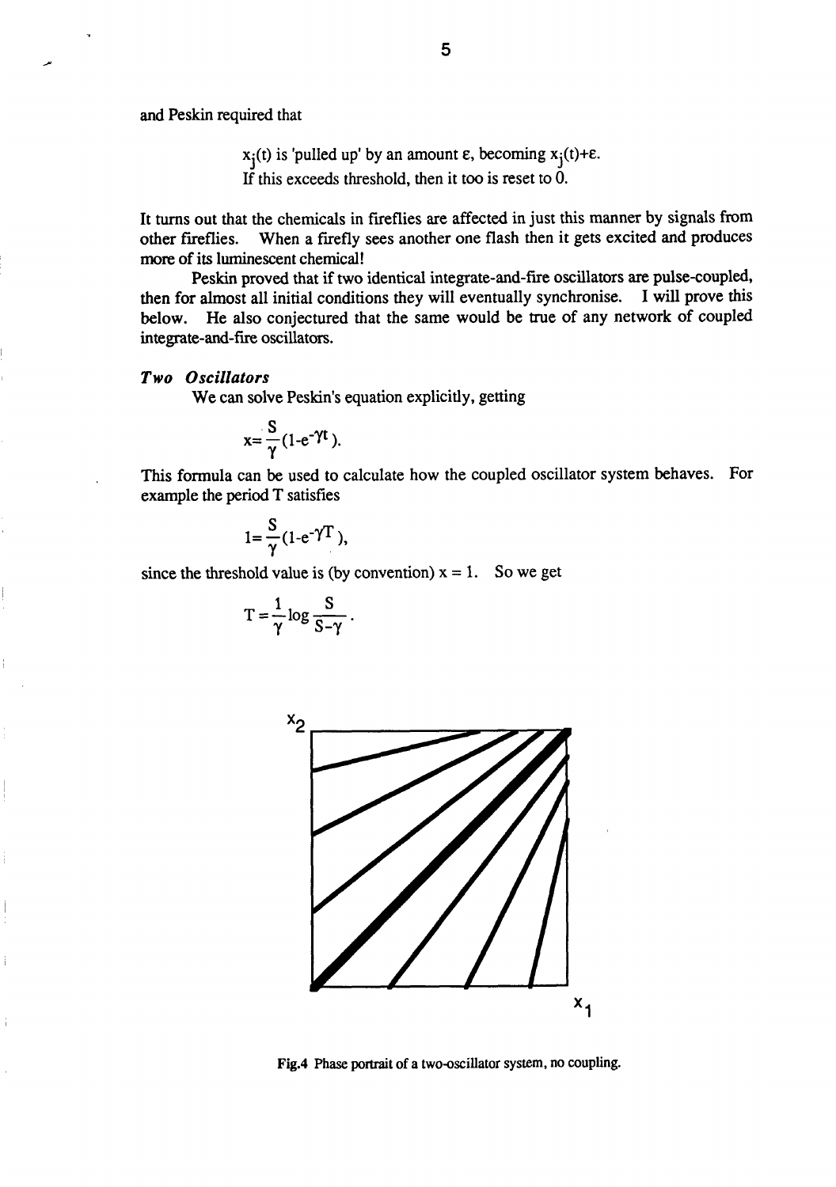and Peskin required that

> $x_j(t)$ is 'pulled up' by an amount $\varepsilon$, becoming $x_j(t)+\varepsilon$.
> If this exceeds threshold, then it too is reset to 0.

It turns out that the chemicals in fireflies are affected in just this manner by signals from other fireflies. When a firefly sees another one flash then it gets excited and produces more of its luminescent chemical!

Peskin proved that if two identical integrate-and-fire oscillators are pulse-coupled, then for almost all initial conditions they will eventually synchronise. I will prove this below. He also conjectured that the same would be true of any network of coupled integrate-and-fire oscillators.

### *Two Oscillators*

We can solve Peskin's equation explicitly, getting

$$x=\frac{S}{\gamma}(1-e^{-\gamma t}).$$

This formula can be used to calculate how the coupled oscillator system behaves. For example the period T satisfies

$$1=\frac{S}{\gamma}(1-e^{-\gamma T}),$$

since the threshold value is (by convention) $x = 1$. So we get

$$T=\frac{1}{\gamma}\log\frac{S}{S-\gamma}.$$

Fig.4 Phase portrait of a two-oscillator system, no coupling.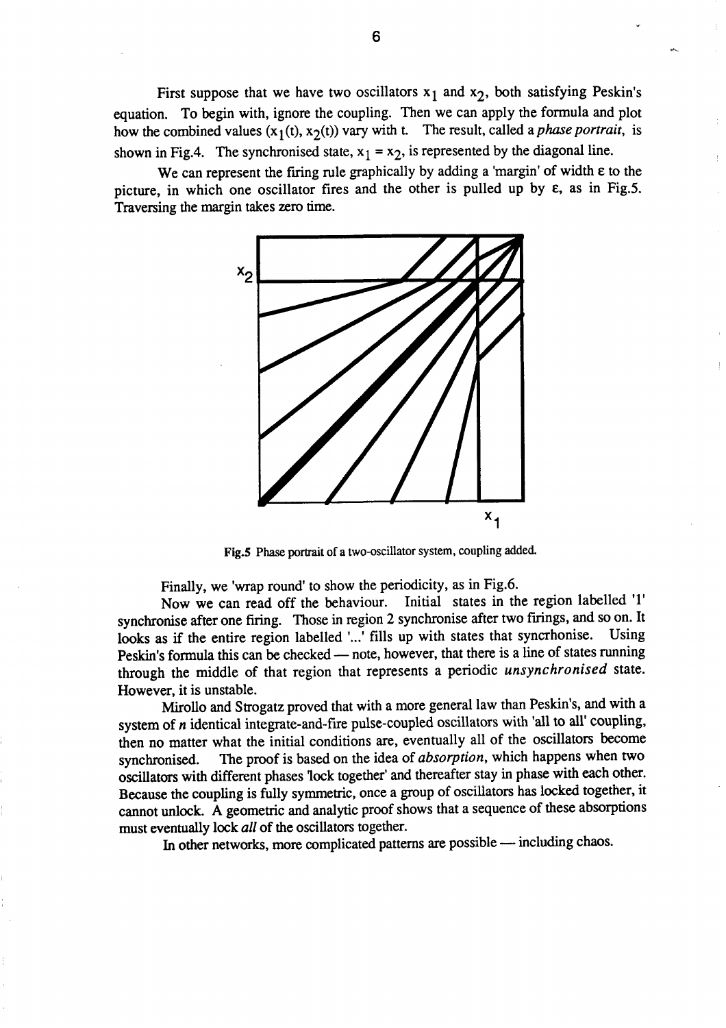First suppose that we have two oscillators $x_1$ and $x_2$, both satisfying Peskin's equation. To begin with, ignore the coupling. Then we can apply the formula and plot how the combined values $(x_1(t), x_2(t))$ vary with t. The result, called a *phase portrait*, is shown in Fig.4. The synchronised state, $x_1 = x_2$, is represented by the diagonal line.

We can represent the firing rule graphically by adding a 'margin' of width $\varepsilon$ to the picture, in which one oscillator fires and the other is pulled up by $\varepsilon$, as in Fig.5. Traversing the margin takes zero time.

**Fig.5** Phase portrait of a two-oscillator system, coupling added.

Finally, we 'wrap round' to show the periodicity, as in Fig.6.

Now we can read off the behaviour. Initial states in the region labelled '1' synchronise after one firing. Those in region 2 synchronise after two firings, and so on. It looks as if the entire region labelled '...' fills up with states that syncrhonise. Using Peskin's formula this can be checked — note, however, that there is a line of states running through the middle of that region that represents a periodic *unsynchronised* state. However, it is unstable.

Mirollo and Strogatz proved that with a more general law than Peskin's, and with a system of *n* identical integrate-and-fire pulse-coupled oscillators with 'all to all' coupling, then no matter what the initial conditions are, eventually all of the oscillators become synchronised. The proof is based on the idea of *absorption*, which happens when two oscillators with different phases 'lock together' and thereafter stay in phase with each other. Because the coupling is fully symmetric, once a group of oscillators has locked together, it cannot unlock. A geometric and analytic proof shows that a sequence of these absorptions must eventually lock *all* of the oscillators together.

In other networks, more complicated patterns are possible — including chaos.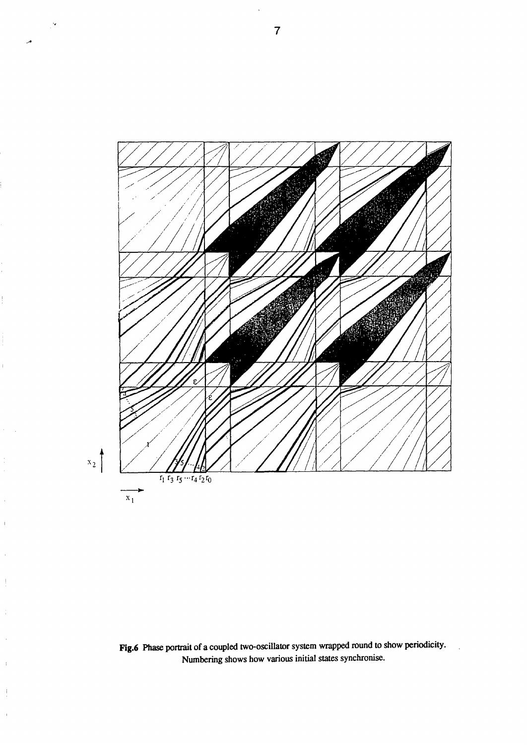**Fig.6** Phase portrait of a coupled two-oscillator system wrapped round to show periodicity. Numbering shows how various initial states synchronise.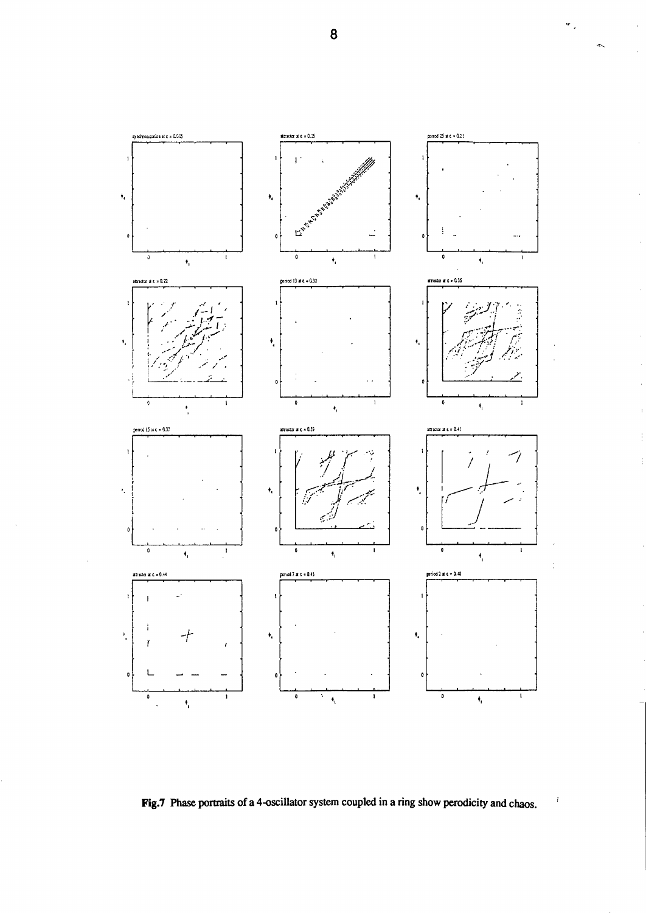**Fig.7** Phase portraits of a 4-oscillator system coupled in a ring show perodicity and chaos.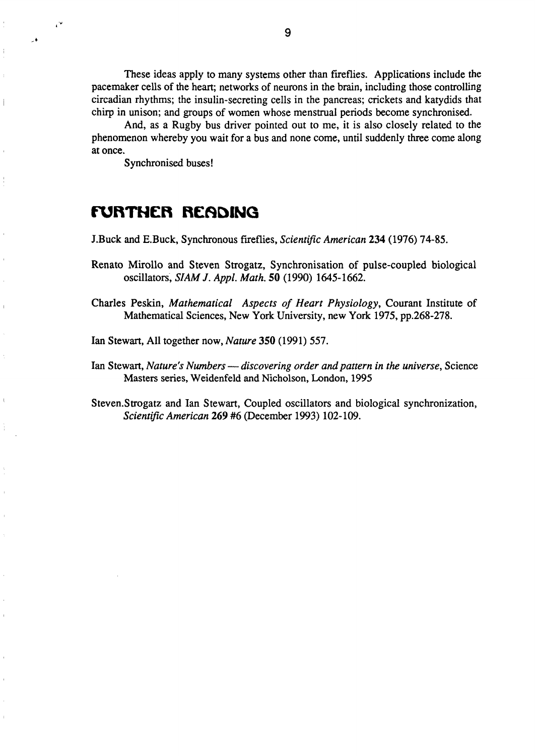These ideas apply to many systems other than fireflies. Applications include the pacemaker cells of the heart; networks of neurons in the brain, including those controlling circadian rhythms; the insulin-secreting cells in the pancreas; crickets and katydids that chirp in unison; and groups of women whose menstrual periods become synchronised.

And, as a Rugby bus driver pointed out to me, it is also closely related to the phenomenon whereby you wait for a bus and none come, until suddenly three come along at once.

Synchronised buses!

## FURTHER READING

J.Buck and E.Buck, Synchronous fireflies, *Scientific American* **234** (1976) 74-85.

Renato Mirollo and Steven Strogatz, Synchronisation of pulse-coupled biological oscillators, *SIAM J. Appl. Math.* **50** (1990) 1645-1662.

Charles Peskin, *Mathematical Aspects of Heart Physiology*, Courant Institute of Mathematical Sciences, New York University, new York 1975, pp.268-278.

Ian Stewart, All together now, *Nature* **350** (1991) 557.

Ian Stewart, *Nature's Numbers — discovering order and pattern in the universe*, Science Masters series, Weidenfeld and Nicholson, London, 1995

Steven.Strogatz and Ian Stewart, Coupled oscillators and biological synchronization, *Scientific American* **269** #6 (December 1993) 102-109.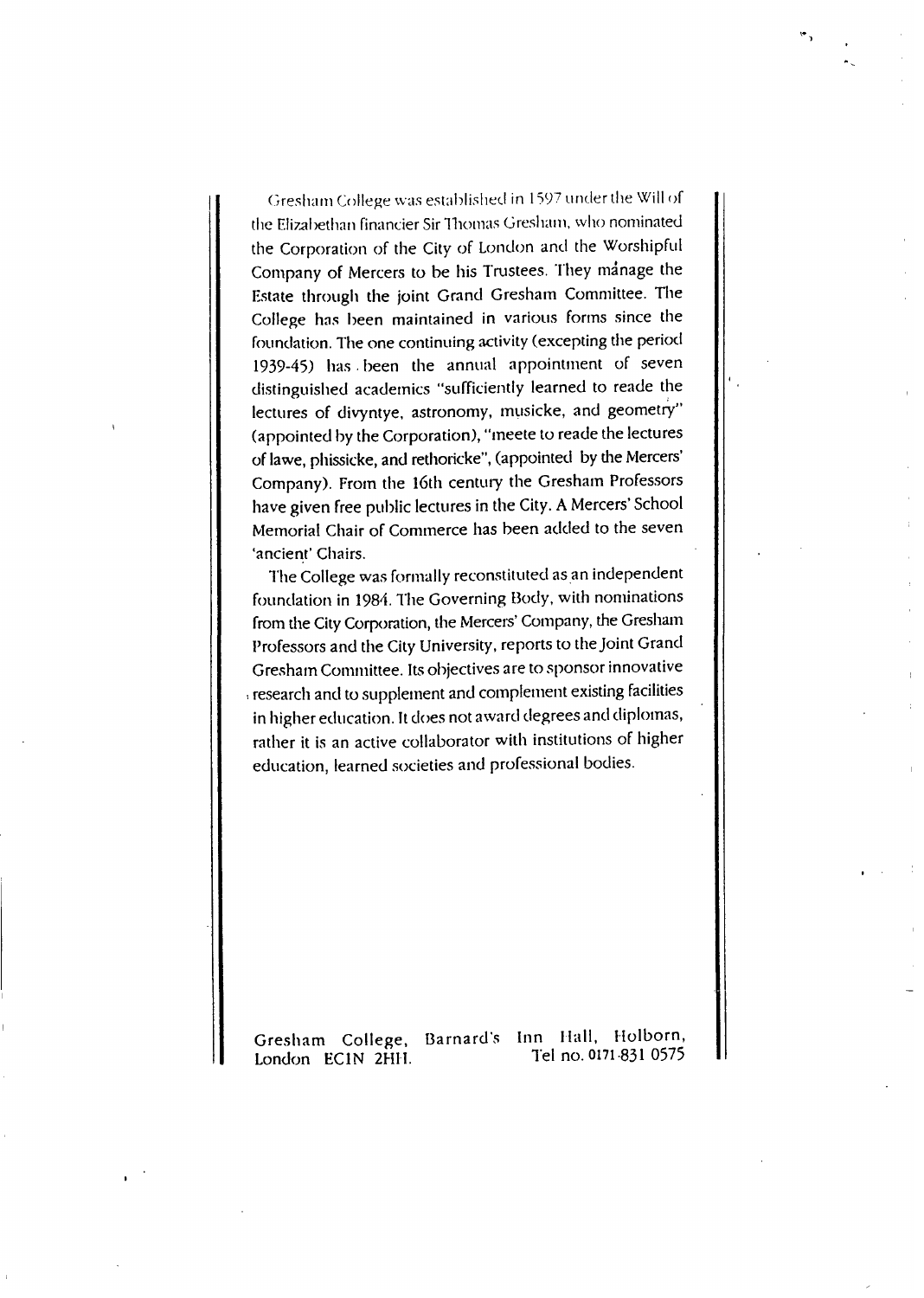Gresham College was established in 1597 under the Will of the Elizabethan financier Sir Thomas Gresham, who nominated the Corporation of the City of London and the Worshipful Company of Mercers to be his Trustees. They manage the Estate through the joint Grand Gresham Committee. The College has been maintained in various forms since the foundation. The one continuing activity (excepting the period 1939-45) has been the annual appointment of seven distinguished academics "sufficiently learned to reade the lectures of divyntye, astronomy, musicke, and geometry" (appointed by the Corporation), "meete to reade the lectures of lawe, phissicke, and rethoricke", (appointed by the Mercers' Company). From the 16th century the Gresham Professors have given free public lectures in the City. A Mercers' School Memorial Chair of Commerce has been added to the seven 'ancient' Chairs.

The College was formally reconstituted as an independent foundation in 1984. The Governing Body, with nominations from the City Corporation, the Mercers' Company, the Gresham Professors and the City University, reports to the Joint Grand Gresham Committee. Its objectives are to sponsor innovative research and to supplement and complement existing facilities in higher education. It does not award degrees and diplomas, rather it is an active collaborator with institutions of higher education, learned societies and professional bodies.

Gresham College, Barnard's Inn Hall, Holborn, London EC1N 2HH. Tel no. 0171-831 0575